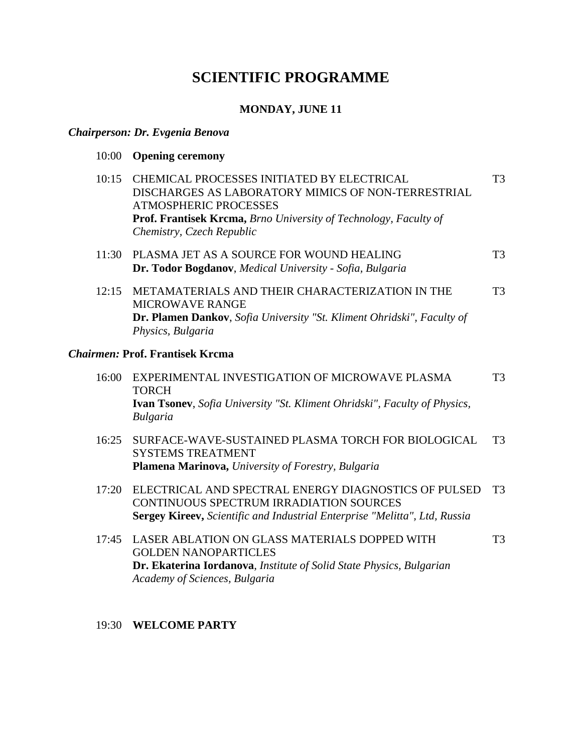# SCIENTIFIC PROGRAMME

## MONDAY, JUNE 11

***Chairperson: Dr. Evgenia Benova***

10:00 **Opening ceremony**

10:15 CHEMICAL PROCESSES INITIATED BY ELECTRICAL DISCHARGES AS LABORATORY MIMICS OF NON-TERRESTRIAL ATMOSPHERIC PROCESSES — T3
**Prof. Frantisek Krcma,** *Brno University of Technology, Faculty of Chemistry, Czech Republic*

11:30 PLASMA JET AS A SOURCE FOR WOUND HEALING — T3
**Dr. Todor Bogdanov**, *Medical University - Sofia, Bulgaria*

12:15 METAMATERIALS AND THEIR CHARACTERIZATION IN THE MICROWAVE RANGE — T3
**Dr. Plamen Dankov**, *Sofia University "St. Kliment Ohridski", Faculty of Physics, Bulgaria*

***Chairmen:* Prof. Frantisek Krcma**

16:00 EXPERIMENTAL INVESTIGATION OF MICROWAVE PLASMA TORCH — T3
**Ivan Tsonev**, *Sofia University "St. Kliment Ohridski", Faculty of Physics, Bulgaria*

16:25 SURFACE-WAVE-SUSTAINED PLASMA TORCH FOR BIOLOGICAL SYSTEMS TREATMENT — T3
**Plamena Marinova,** *University of Forestry, Bulgaria*

17:20 ELECTRICAL AND SPECTRAL ENERGY DIAGNOSTICS OF PULSED CONTINUOUS SPECTRUM IRRADIATION SOURCES — T3
**Sergey Kireev,** *Scientific and Industrial Enterprise "Melitta", Ltd, Russia*

17:45 LASER ABLATION ON GLASS MATERIALS DOPPED WITH GOLDEN NANOPARTICLES — T3
**Dr. Ekaterina Iordanova**, *Institute of Solid State Physics, Bulgarian Academy of Sciences, Bulgaria*

19:30 **WELCOME PARTY**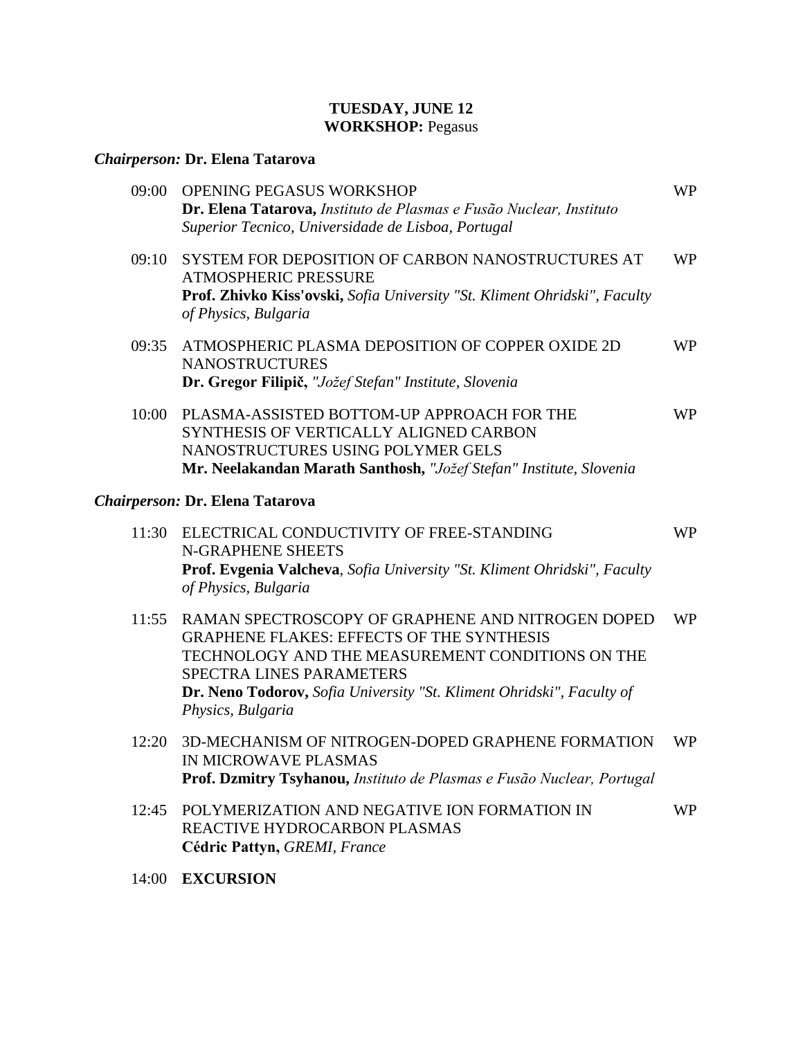**TUESDAY, JUNE 12**
**WORKSHOP:** Pegasus

***Chairperson:*** **Dr. Elena Tatarova**

09:00 OPENING PEGASUS WORKSHOP — WP
**Dr. Elena Tatarova,** *Instituto de Plasmas e Fusão Nuclear, Instituto Superior Tecnico, Universidade de Lisboa, Portugal*

09:10 SYSTEM FOR DEPOSITION OF CARBON NANOSTRUCTURES AT ATMOSPHERIC PRESSURE — WP
**Prof. Zhivko Kiss'ovski,** *Sofia University "St. Kliment Ohridski", Faculty of Physics, Bulgaria*

09:35 ATMOSPHERIC PLASMA DEPOSITION OF COPPER OXIDE 2D NANOSTRUCTURES — WP
**Dr. Gregor Filipič,** *"Jožef Stefan" Institute, Slovenia*

10:00 PLASMA-ASSISTED BOTTOM-UP APPROACH FOR THE SYNTHESIS OF VERTICALLY ALIGNED CARBON NANOSTRUCTURES USING POLYMER GELS — WP
**Mr. Neelakandan Marath Santhosh,** *"Jožef Stefan" Institute, Slovenia*

***Chairperson:*** **Dr. Elena Tatarova**

11:30 ELECTRICAL CONDUCTIVITY OF FREE-STANDING N-GRAPHENE SHEETS — WP
**Prof. Evgenia Valcheva**, *Sofia University "St. Kliment Ohridski", Faculty of Physics, Bulgaria*

11:55 RAMAN SPECTROSCOPY OF GRAPHENE AND NITROGEN DOPED GRAPHENE FLAKES: EFFECTS OF THE SYNTHESIS TECHNOLOGY AND THE MEASUREMENT CONDITIONS ON THE SPECTRA LINES PARAMETERS — WP
**Dr. Neno Todorov,** *Sofia University "St. Kliment Ohridski", Faculty of Physics, Bulgaria*

12:20 3D-MECHANISM OF NITROGEN-DOPED GRAPHENE FORMATION IN MICROWAVE PLASMAS — WP
**Prof. Dzmitry Tsyhanou,** *Instituto de Plasmas e Fusão Nuclear, Portugal*

12:45 POLYMERIZATION AND NEGATIVE ION FORMATION IN REACTIVE HYDROCARBON PLASMAS — WP
**Cédric Pattyn,** *GREMI, France*

14:00 **EXCURSION**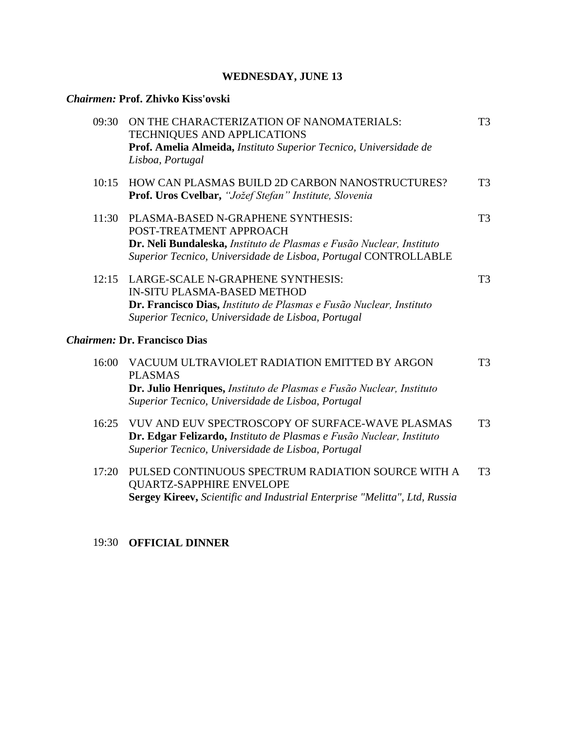## WEDNESDAY, JUNE 13

***Chairmen:*** **Prof. Zhivko Kiss'ovski**

| | | |
|---|---|---|
| 09:30 | ON THE CHARACTERIZATION OF NANOMATERIALS: TECHNIQUES AND APPLICATIONS<br>**Prof. Amelia Almeida,** *Instituto Superior Tecnico, Universidade de Lisboa, Portugal* | T3 |
| 10:15 | HOW CAN PLASMAS BUILD 2D CARBON NANOSTRUCTURES?<br>**Prof. Uros Cvelbar,** *"Jožef Stefan" Institute, Slovenia* | T3 |
| 11:30 | PLASMA-BASED N-GRAPHENE SYNTHESIS: POST-TREATMENT APPROACH<br>**Dr. Neli Bundaleska,** *Instituto de Plasmas e Fusão Nuclear, Instituto Superior Tecnico, Universidade de Lisboa, Portugal* CONTROLLABLE | T3 |
| 12:15 | LARGE-SCALE N-GRAPHENE SYNTHESIS: IN-SITU PLASMA-BASED METHOD<br>**Dr. Francisco Dias,** *Instituto de Plasmas e Fusão Nuclear, Instituto Superior Tecnico, Universidade de Lisboa, Portugal* | T3 |

***Chairmen:*** **Dr. Francisco Dias**

| | | |
|---|---|---|
| 16:00 | VACUUM ULTRAVIOLET RADIATION EMITTED BY ARGON PLASMAS<br>**Dr. Julio Henriques,** *Instituto de Plasmas e Fusão Nuclear, Instituto Superior Tecnico, Universidade de Lisboa, Portugal* | T3 |
| 16:25 | VUV AND EUV SPECTROSCOPY OF SURFACE-WAVE PLASMAS<br>**Dr. Edgar Felizardo,** *Instituto de Plasmas e Fusão Nuclear, Instituto Superior Tecnico, Universidade de Lisboa, Portugal* | T3 |
| 17:20 | PULSED CONTINUOUS SPECTRUM RADIATION SOURCE WITH A QUARTZ-SAPPHIRE ENVELOPE<br>**Sergey Kireev,** *Scientific and Industrial Enterprise "Melitta", Ltd, Russia* | T3 |

19:30 **OFFICIAL DINNER**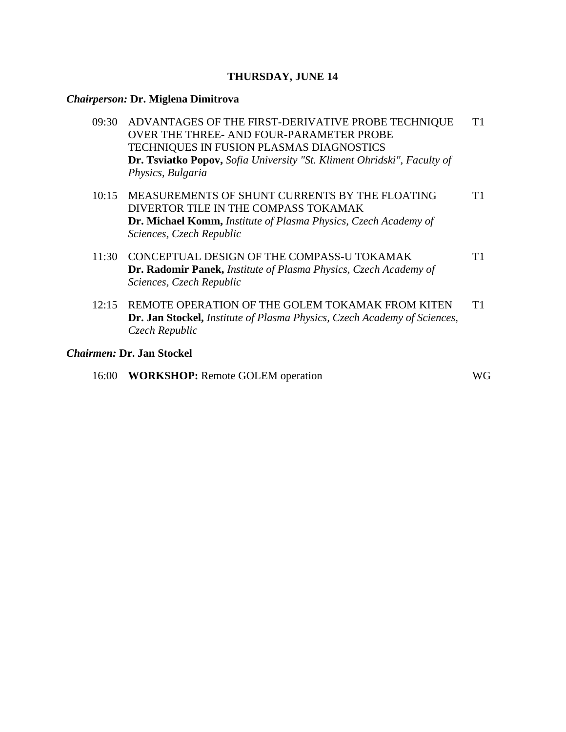## THURSDAY, JUNE 14

***Chairperson:*** **Dr. Miglena Dimitrova**

09:30 ADVANTAGES OF THE FIRST-DERIVATIVE PROBE TECHNIQUE OVER THE THREE- AND FOUR-PARAMETER PROBE TECHNIQUES IN FUSION PLASMAS DIAGNOSTICS — T1
**Dr. Tsviatko Popov,** *Sofia University "St. Kliment Ohridski", Faculty of Physics, Bulgaria*

10:15 MEASUREMENTS OF SHUNT CURRENTS BY THE FLOATING DIVERTOR TILE IN THE COMPASS TOKAMAK — T1
**Dr. Michael Komm,** *Institute of Plasma Physics, Czech Academy of Sciences, Czech Republic*

11:30 CONCEPTUAL DESIGN OF THE COMPASS-U TOKAMAK — T1
**Dr. Radomir Panek,** *Institute of Plasma Physics, Czech Academy of Sciences, Czech Republic*

12:15 REMOTE OPERATION OF THE GOLEM TOKAMAK FROM KITEN — T1
**Dr. Jan Stockel,** *Institute of Plasma Physics, Czech Academy of Sciences, Czech Republic*

***Chairmen:*** **Dr. Jan Stockel**

16:00 **WORKSHOP:** Remote GOLEM operation — WG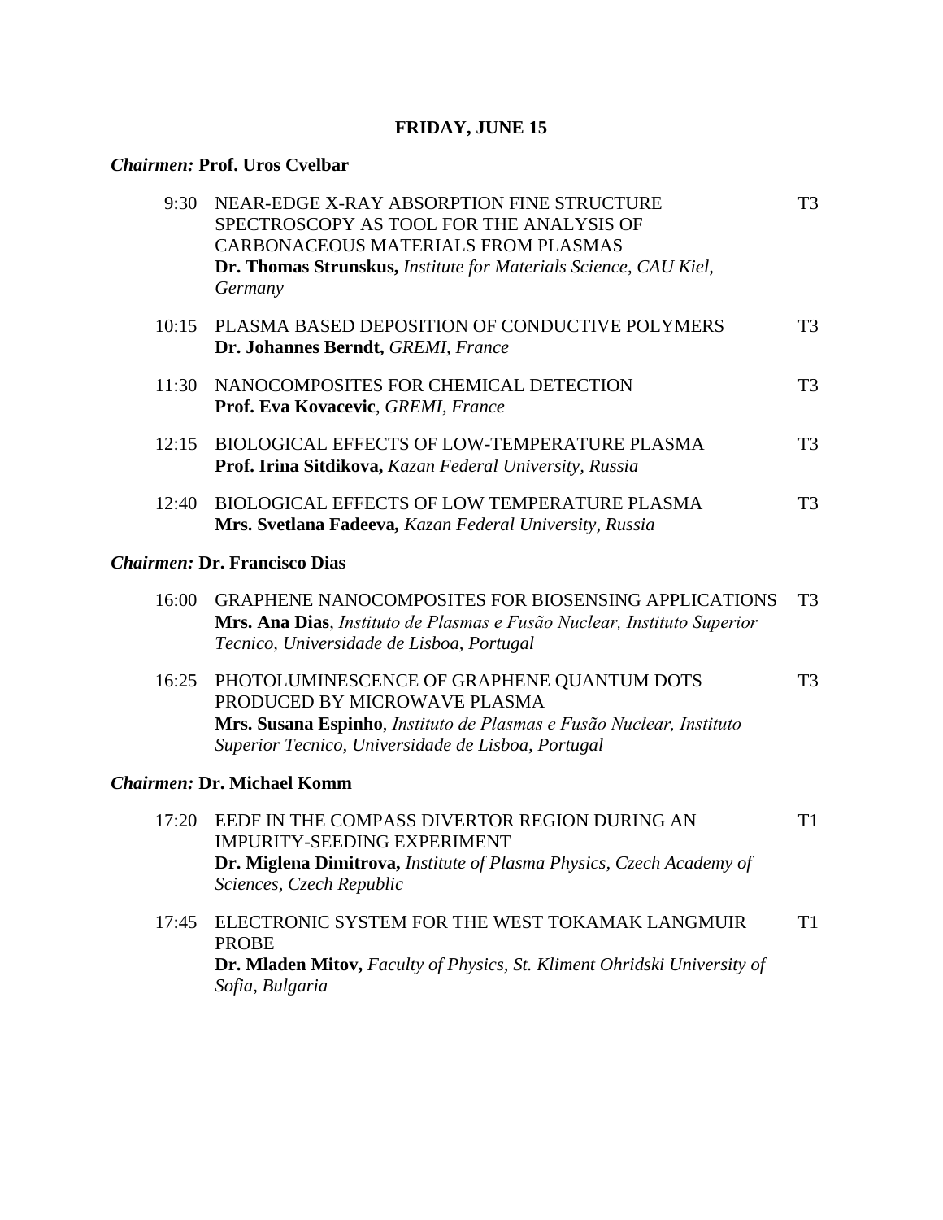**FRIDAY, JUNE 15**

***Chairmen:* Prof. Uros Cvelbar**

| | | |
|---|---|---|
| 9:30 | NEAR-EDGE X-RAY ABSORPTION FINE STRUCTURE SPECTROSCOPY AS TOOL FOR THE ANALYSIS OF CARBONACEOUS MATERIALS FROM PLASMAS<br>**Dr. Thomas Strunskus,** *Institute for Materials Science, CAU Kiel, Germany* | T3 |
| 10:15 | PLASMA BASED DEPOSITION OF CONDUCTIVE POLYMERS<br>**Dr. Johannes Berndt,** *GREMI, France* | T3 |
| 11:30 | NANOCOMPOSITES FOR CHEMICAL DETECTION<br>**Prof. Eva Kovacevic**, *GREMI, France* | T3 |
| 12:15 | BIOLOGICAL EFFECTS OF LOW-TEMPERATURE PLASMA<br>**Prof. Irina Sitdikova,** *Kazan Federal University, Russia* | T3 |
| 12:40 | BIOLOGICAL EFFECTS OF LOW TEMPERATURE PLASMA<br>**Mrs. Svetlana Fadeeva,** *Kazan Federal University, Russia* | T3 |

***Chairmen:* Dr. Francisco Dias**

| | | |
|---|---|---|
| 16:00 | GRAPHENE NANOCOMPOSITES FOR BIOSENSING APPLICATIONS<br>**Mrs. Ana Dias**, *Instituto de Plasmas e Fusão Nuclear, Instituto Superior Tecnico, Universidade de Lisboa, Portugal* | T3 |
| 16:25 | PHOTOLUMINESCENCE OF GRAPHENE QUANTUM DOTS PRODUCED BY MICROWAVE PLASMA<br>**Mrs. Susana Espinho**, *Instituto de Plasmas e Fusão Nuclear, Instituto Superior Tecnico, Universidade de Lisboa, Portugal* | T3 |

***Chairmen:* Dr. Michael Komm**

| | | |
|---|---|---|
| 17:20 | EEDF IN THE COMPASS DIVERTOR REGION DURING AN IMPURITY-SEEDING EXPERIMENT<br>**Dr. Miglena Dimitrova,** *Institute of Plasma Physics, Czech Academy of Sciences, Czech Republic* | T1 |
| 17:45 | ELECTRONIC SYSTEM FOR THE WEST TOKAMAK LANGMUIR PROBE<br>**Dr. Mladen Mitov,** *Faculty of Physics, St. Kliment Ohridski University of Sofia, Bulgaria* | T1 |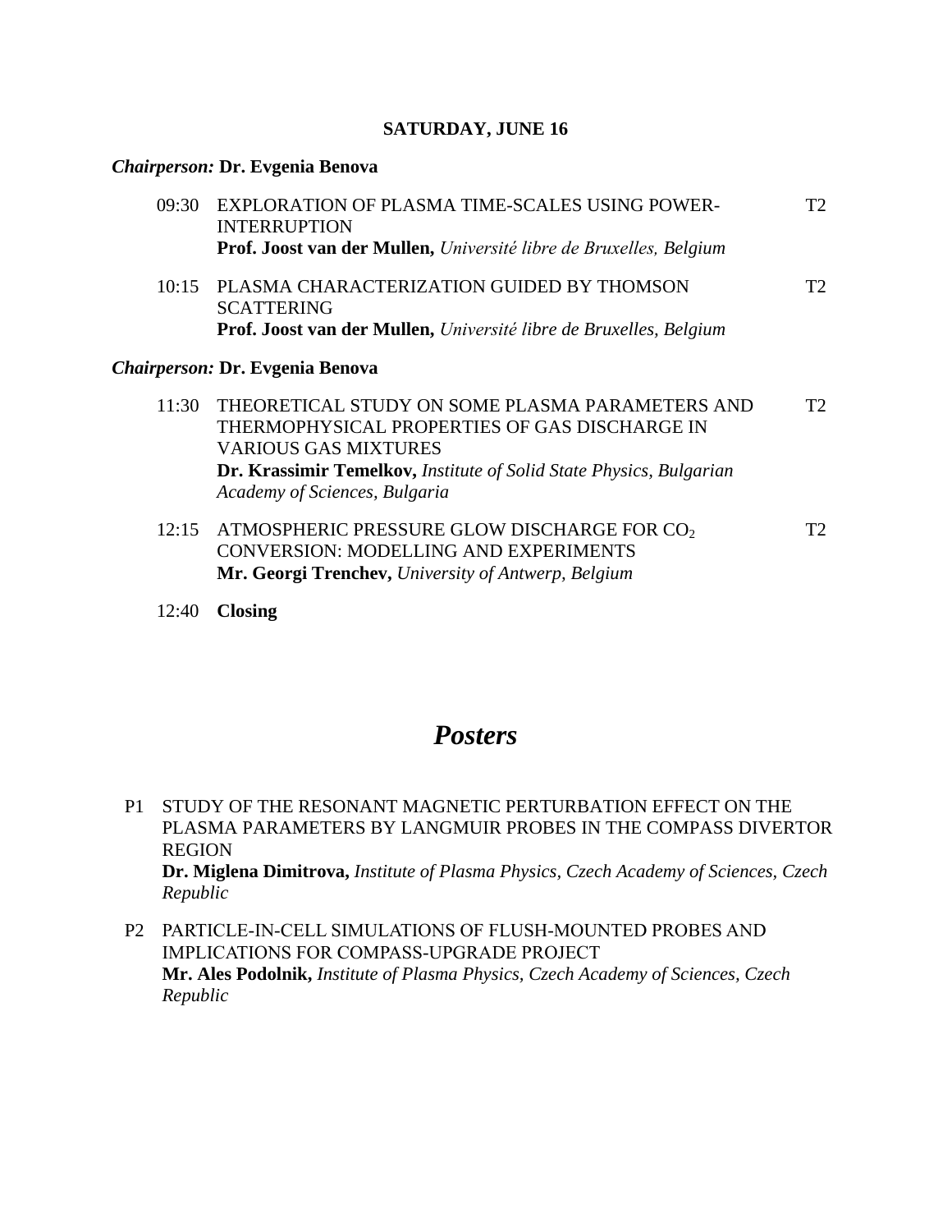**SATURDAY, JUNE 16**

***Chairperson:*** **Dr. Evgenia Benova**

| | | |
|---|---|---|
| 09:30 | EXPLORATION OF PLASMA TIME-SCALES USING POWER-INTERRUPTION<br>**Prof. Joost van der Mullen,** *Université libre de Bruxelles, Belgium* | T2 |
| 10:15 | PLASMA CHARACTERIZATION GUIDED BY THOMSON SCATTERING<br>**Prof. Joost van der Mullen,** *Université libre de Bruxelles, Belgium* | T2 |

***Chairperson:*** **Dr. Evgenia Benova**

| | | |
|---|---|---|
| 11:30 | THEORETICAL STUDY ON SOME PLASMA PARAMETERS AND THERMOPHYSICAL PROPERTIES OF GAS DISCHARGE IN VARIOUS GAS MIXTURES<br>**Dr. Krassimir Temelkov,** *Institute of Solid State Physics, Bulgarian Academy of Sciences, Bulgaria* | T2 |
| 12:15 | ATMOSPHERIC PRESSURE GLOW DISCHARGE FOR $CO_2$ CONVERSION: MODELLING AND EXPERIMENTS<br>**Mr. Georgi Trenchev,** *University of Antwerp, Belgium* | T2 |
| 12:40 | **Closing** | |

# *Posters*

P1 STUDY OF THE RESONANT MAGNETIC PERTURBATION EFFECT ON THE PLASMA PARAMETERS BY LANGMUIR PROBES IN THE COMPASS DIVERTOR REGION
**Dr. Miglena Dimitrova,** *Institute of Plasma Physics, Czech Academy of Sciences, Czech Republic*

P2 PARTICLE-IN-CELL SIMULATIONS OF FLUSH-MOUNTED PROBES AND IMPLICATIONS FOR COMPASS-UPGRADE PROJECT
**Mr. Ales Podolnik,** *Institute of Plasma Physics, Czech Academy of Sciences, Czech Republic*